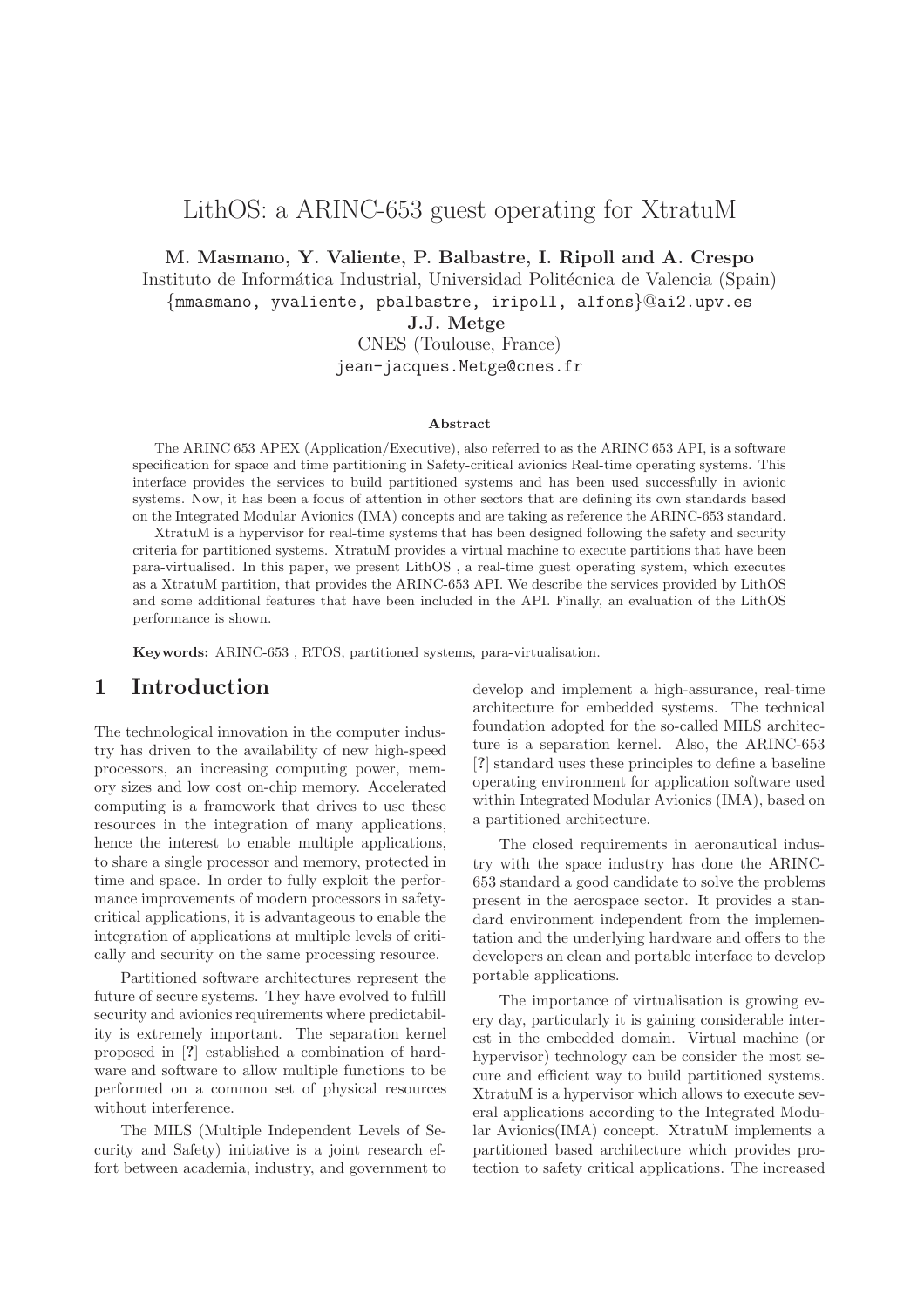# LithOS: a ARINC-653 guest operating for XtratuM

**M. Masmano, Y. Valiente, P. Balbastre, I. Ripoll and A. Crespo**
Instituto de Informática Industrial, Universidad Politécnica de Valencia (Spain)
{mmasmano, yvaliente, pbalbastre, iripoll, alfons}@ai2.upv.es
**J.J. Metge**
CNES (Toulouse, France)
jean-jacques.Metge@cnes.fr

### Abstract

The ARINC 653 APEX (Application/Executive), also referred to as the ARINC 653 API, is a software specification for space and time partitioning in Safety-critical avionics Real-time operating systems. This interface provides the services to build partitioned systems and has been used successfully in avionic systems. Now, it has been a focus of attention in other sectors that are defining its own standards based on the Integrated Modular Avionics (IMA) concepts and are taking as reference the ARINC-653 standard.

XtratuM is a hypervisor for real-time systems that has been designed following the safety and security criteria for partitioned systems. XtratuM provides a virtual machine to execute partitions that have been para-virtualised. In this paper, we present LithOS , a real-time guest operating system, which executes as a XtratuM partition, that provides the ARINC-653 API. We describe the services provided by LithOS and some additional features that have been included in the API. Finally, an evaluation of the LithOS performance is shown.

**Keywords:** ARINC-653 , RTOS, partitioned systems, para-virtualisation.

## 1 Introduction

The technological innovation in the computer industry has driven to the availability of new high-speed processors, an increasing computing power, memory sizes and low cost on-chip memory. Accelerated computing is a framework that drives to use these resources in the integration of many applications, hence the interest to enable multiple applications, to share a single processor and memory, protected in time and space. In order to fully exploit the performance improvements of modern processors in safety-critical applications, it is advantageous to enable the integration of applications at multiple levels of critically and security on the same processing resource.

Partitioned software architectures represent the future of secure systems. They have evolved to fulfill security and avionics requirements where predictability is extremely important. The separation kernel proposed in [?] established a combination of hardware and software to allow multiple functions to be performed on a common set of physical resources without interference.

The MILS (Multiple Independent Levels of Security and Safety) initiative is a joint research effort between academia, industry, and government to develop and implement a high-assurance, real-time architecture for embedded systems. The technical foundation adopted for the so-called MILS architecture is a separation kernel. Also, the ARINC-653 [?] standard uses these principles to define a baseline operating environment for application software used within Integrated Modular Avionics (IMA), based on a partitioned architecture.

The closed requirements in aeronautical industry with the space industry has done the ARINC-653 standard a good candidate to solve the problems present in the aerospace sector. It provides a standard environment independent from the implementation and the underlying hardware and offers to the developers an clean and portable interface to develop portable applications.

The importance of virtualisation is growing every day, particularly it is gaining considerable interest in the embedded domain. Virtual machine (or hypervisor) technology can be consider the most secure and efficient way to build partitioned systems. XtratuM is a hypervisor which allows to execute several applications according to the Integrated Modular Avionics(IMA) concept. XtratuM implements a partitioned based architecture which provides protection to safety critical applications. The increased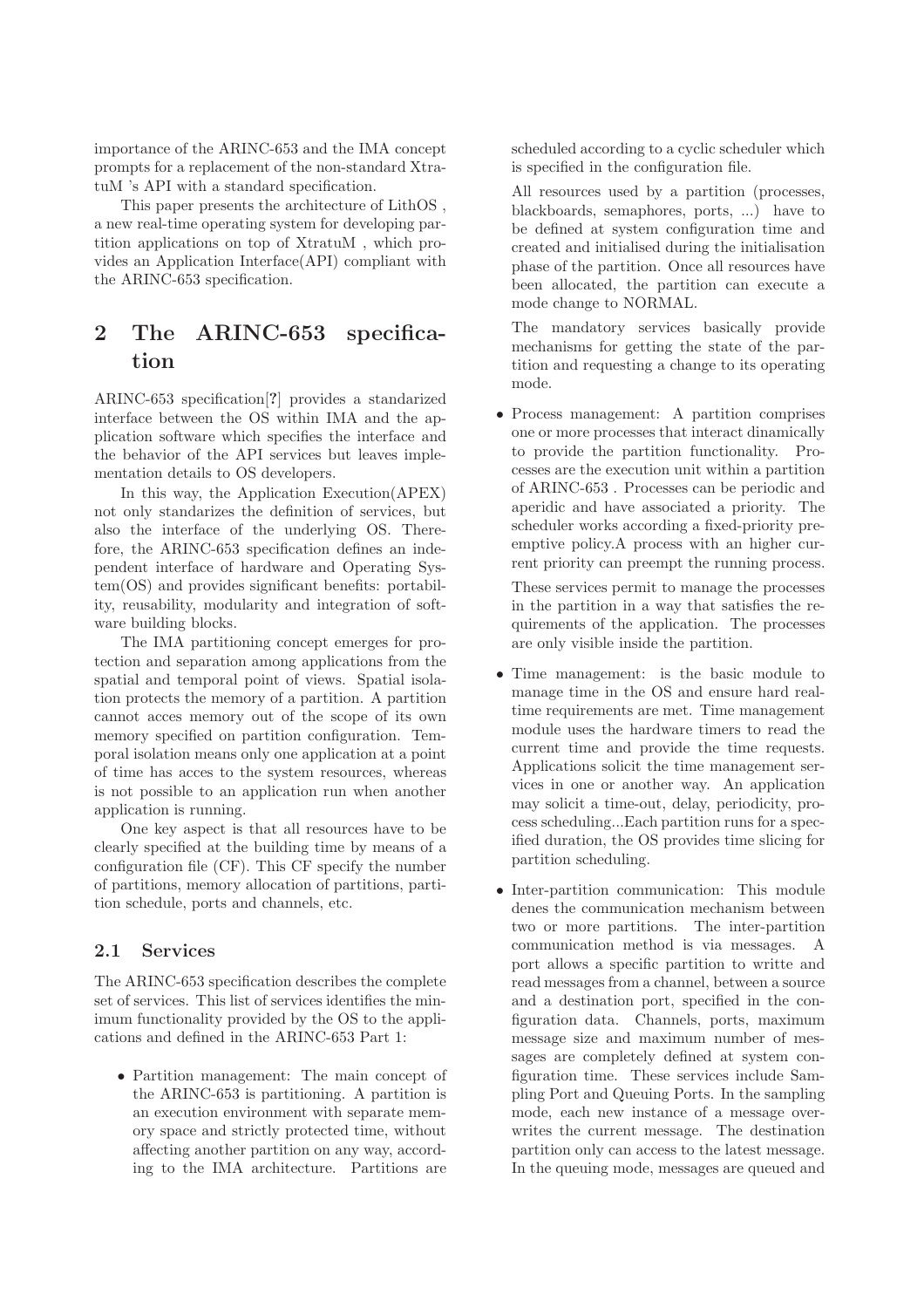importance of the ARINC-653 and the IMA concept prompts for a replacement of the non-standard XtratuM 's API with a standard specification.

This paper presents the architecture of LithOS , a new real-time operating system for developing partition applications on top of XtratuM , which provides an Application Interface(API) compliant with the ARINC-653 specification.

## 2 The ARINC-653 specification

ARINC-653 specification[?] provides a standarized interface between the OS within IMA and the application software which specifies the interface and the behavior of the API services but leaves implementation details to OS developers.

In this way, the Application Execution(APEX) not only standarizes the definition of services, but also the interface of the underlying OS. Therefore, the ARINC-653 specification defines an independent interface of hardware and Operating System(OS) and provides significant benefits: portability, reusability, modularity and integration of software building blocks.

The IMA partitioning concept emerges for protection and separation among applications from the spatial and temporal point of views. Spatial isolation protects the memory of a partition. A partition cannot acces memory out of the scope of its own memory specified on partition configuration. Temporal isolation means only one application at a point of time has acces to the system resources, whereas is not possible to an application run when another application is running.

One key aspect is that all resources have to be clearly specified at the building time by means of a configuration file (CF). This CF specify the number of partitions, memory allocation of partitions, partition schedule, ports and channels, etc.

### 2.1 Services

The ARINC-653 specification describes the complete set of services. This list of services identifies the minimum functionality provided by the OS to the applications and defined in the ARINC-653 Part 1:

- Partition management: The main concept of the ARINC-653 is partitioning. A partition is an execution environment with separate memory space and strictly protected time, without affecting another partition on any way, according to the IMA architecture. Partitions are scheduled according to a cyclic scheduler which is specified in the configuration file.

  All resources used by a partition (processes, blackboards, semaphores, ports, ...) have to be defined at system configuration time and created and initialised during the initialisation phase of the partition. Once all resources have been allocated, the partition can execute a mode change to NORMAL.

  The mandatory services basically provide mechanisms for getting the state of the partition and requesting a change to its operating mode.

- Process management: A partition comprises one or more processes that interact dinamically to provide the partition functionality. Processes are the execution unit within a partition of ARINC-653 . Processes can be periodic and aperidic and have associated a priority. The scheduler works according a fixed-priority preemptive policy.A process with an higher current priority can preempt the running process.

  These services permit to manage the processes in the partition in a way that satisfies the requirements of the application. The processes are only visible inside the partition.

- Time management: is the basic module to manage time in the OS and ensure hard real-time requirements are met. Time management module uses the hardware timers to read the current time and provide the time requests. Applications solicit the time management services in one or another way. An application may solicit a time-out, delay, periodicity, process scheduling...Each partition runs for a specified duration, the OS provides time slicing for partition scheduling.

- Inter-partition communication: This module denes the communication mechanism between two or more partitions. The inter-partition communication method is via messages. A port allows a specific partition to writte and read messages from a channel, between a source and a destination port, specified in the configuration data. Channels, ports, maximum message size and maximum number of messages are completely defined at system configuration time. These services include Sampling Port and Queuing Ports. In the sampling mode, each new instance of a message overwrites the current message. The destination partition only can access to the latest message. In the queuing mode, messages are queued and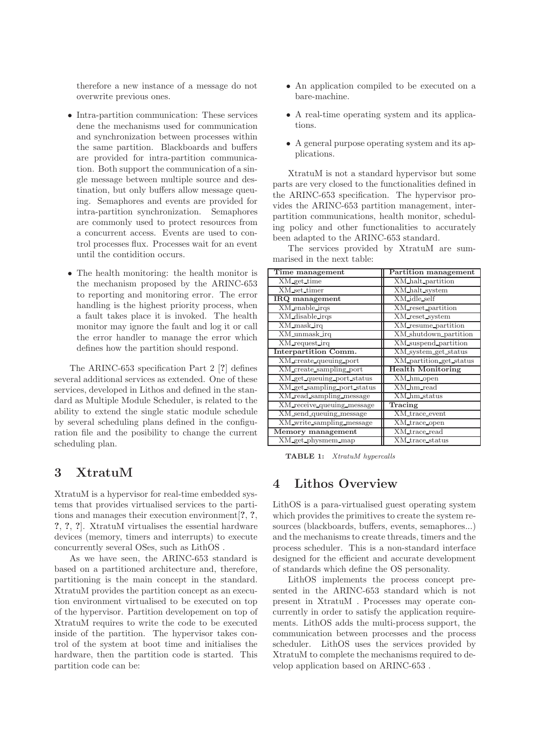therefore a new instance of a message do not overwrite previous ones.

- Intra-partition communication: These services dene the mechanisms used for communication and synchronization between processes within the same partition. Blackboards and buffers are provided for intra-partition communication. Both support the communication of a single message between multiple source and destination, but only buffers allow message queuing. Semaphores and events are provided for intra-partition synchronization. Semaphores are commonly used to protect resources from a concurrent access. Events are used to control processes flux. Processes wait for an event until the contidition occurs.

- The health monitoring: the health monitor is the mechanism proposed by the ARINC-653 to reporting and monitoring error. The error handling is the highest priority process, when a fault takes place it is invoked. The health monitor may ignore the fault and log it or call the error handler to manage the error which defines how the partition should respond.

The ARINC-653 specification Part 2 [?] defines several additional services as extended. One of these services, developed in Lithos and defined in the standard as Multiple Module Scheduler, is related to the ability to extend the single static module schedule by several scheduling plans defined in the configuration file and the posibility to change the current scheduling plan.

## 3 XtratuM

XtratuM is a hypervisor for real-time embedded systems that provides virtualised services to the partitions and manages their execution environment[?, ?, ?, ?, ?]. XtratuM virtualises the essential hardware devices (memory, timers and interrupts) to execute concurrently several OSes, such as LithOS .

As we have seen, the ARINC-653 standard is based on a partitioned architecture and, therefore, partitioning is the main concept in the standard. XtratuM provides the partition concept as an execution environment virtualised to be executed on top of the hypervisor. Partition developement on top of XtratuM requires to write the code to be executed inside of the partition. The hypervisor takes control of the system at boot time and initialises the hardware, then the partition code is started. This partition code can be:

- An application compiled to be executed on a bare-machine.
- A real-time operating system and its applications.
- A general purpose operating system and its applications.

XtratuM is not a standard hypervisor but some parts are very closed to the functionalities defined in the ARINC-653 specification. The hypervisor provides the ARINC-653 partition management, interpartition communications, health monitor, scheduling policy and other functionalities to accurately been adapted to the ARINC-653 standard.

The services provided by XtratuM are summarised in the next table:

| **Time management** | **Partition management** |
|---|---|
| XM_get_time | XM_halt_partition |
| XM_set_timer | XM_halt_system |
| **IRQ management** | XM_idle_self |
| XM_enable_irqs | XM_reset_partition |
| XM_disable_irqs | XM_reset_system |
| XM_mask_irq | XM_resume_partition |
| XM_unmask_irq | XM_shutdown_partition |
| XM_request_irq | XM_suspend_partition |
| **Interpartition Comm.** | XM_system_get_status |
| XM_create_queuing_port | XM_partition_get_status |
| XM_create_sampling_port | **Health Monitoring** |
| XM_get_queuing_port_status | XM_hm_open |
| XM_get_sampling_port_status | XM_hm_read |
| XM_read_sampling_message | XM_hm_status |
| XM_receive_queuing_message | **Tracing** |
| XM_send_queuing_message | XM_trace_event |
| XM_write_sampling_message | XM_trace_open |
| **Memory management** | XM_trace_read |
| XM_get_physmem_map | XM_trace_status |

**TABLE 1:** *XtratuM hypercalls*

## 4 Lithos Overview

LithOS is a para-virtualised guest operating system which provides the primitives to create the system resources (blackboards, buffers, events, semaphores...) and the mechanisms to create threads, timers and the process scheduler. This is a non-standard interface designed for the efficient and accurate development of standards which define the OS personality.

LithOS implements the process concept presented in the ARINC-653 standard which is not present in XtratuM . Processes may operate concurrently in order to satisfy the application requirements. LithOS adds the multi-process support, the communication between processes and the process scheduler. LithOS uses the services provided by XtratuM to complete the mechanisms required to develop application based on ARINC-653 .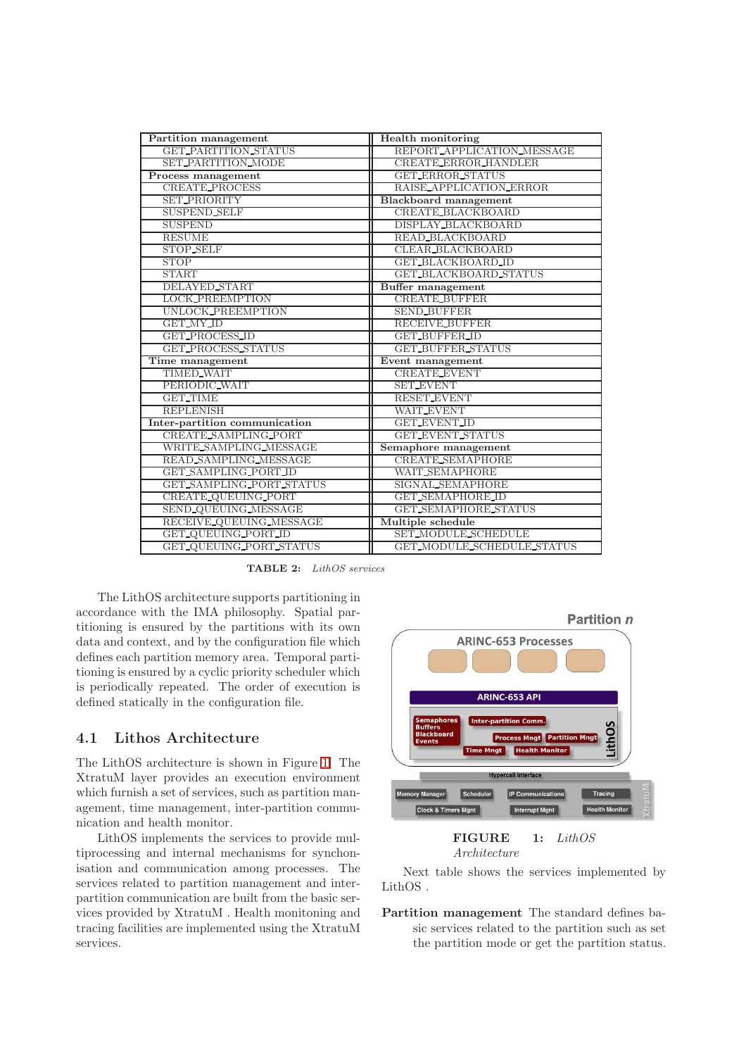| Partition management | Health monitoring |
|---|---|
| GET_PARTITION_STATUS | REPORT_APPLICATION_MESSAGE |
| SET_PARTITION_MODE | CREATE_ERROR_HANDLER |
| **Process management** | GET_ERROR_STATUS |
| CREATE_PROCESS | RAISE_APPLICATION_ERROR |
| SET_PRIORITY | **Blackboard management** |
| SUSPEND_SELF | CREATE_BLACKBOARD |
| SUSPEND | DISPLAY_BLACKBOARD |
| RESUME | READ_BLACKBOARD |
| STOP_SELF | CLEAR_BLACKBOARD |
| STOP | GET_BLACKBOARD_ID |
| START | GET_BLACKBOARD_STATUS |
| DELAYED_START | **Buffer management** |
| LOCK_PREEMPTION | CREATE_BUFFER |
| UNLOCK_PREEMPTION | SEND_BUFFER |
| GET_MY_ID | RECEIVE_BUFFER |
| GET_PROCESS_ID | GET_BUFFER_ID |
| GET_PROCESS_STATUS | GET_BUFFER_STATUS |
| **Time management** | **Event management** |
| TIMED_WAIT | CREATE_EVENT |
| PERIODIC_WAIT | SET_EVENT |
| GET_TIME | RESET_EVENT |
| REPLENISH | WAIT_EVENT |
| **Inter-partition communication** | GET_EVENT_ID |
| CREATE_SAMPLING_PORT | GET_EVENT_STATUS |
| WRITE_SAMPLING_MESSAGE | **Semaphore management** |
| READ_SAMPLING_MESSAGE | CREATE_SEMAPHORE |
| GET_SAMPLING_PORT_ID | WAIT_SEMAPHORE |
| GET_SAMPLING_PORT_STATUS | SIGNAL_SEMAPHORE |
| CREATE_QUEUING_PORT | GET_SEMAPHORE_ID |
| SEND_QUEUING_MESSAGE | GET_SEMAPHORE_STATUS |
| RECEIVE_QUEUING_MESSAGE | **Multiple schedule** |
| GET_QUEUING_PORT_ID | SET_MODULE_SCHEDULE |
| GET_QUEUING_PORT_STATUS | GET_MODULE_SCHEDULE_STATUS |

**TABLE 2:** *LithOS services*

The LithOS architecture supports partitioning in accordance with the IMA philosophy. Spatial partitioning is ensured by the partitions with its own data and context, and by the configuration file which defines each partition memory area. Temporal partitioning is ensured by a cyclic priority scheduler which is periodically repeated. The order of execution is defined statically in the configuration file.

## 4.1 Lithos Architecture

The LithOS architecture is shown in Figure 1. The XtratuM layer provides an execution environment which furnish a set of services, such as partition management, time management, inter-partition communication and health monitor.

LithOS implements the services to provide multiprocessing and internal mechanisms for synchonisation and communication among processes. The services related to partition management and inter-partition communication are built from the basic services provided by XtratuM . Health monitoring and tracing facilities are implemented using the XtratuM services.

**FIGURE 1:** *LithOS Architecture*

Next table shows the services implemented by LithOS .

**Partition management** The standard defines basic services related to the partition such as set the partition mode or get the partition status.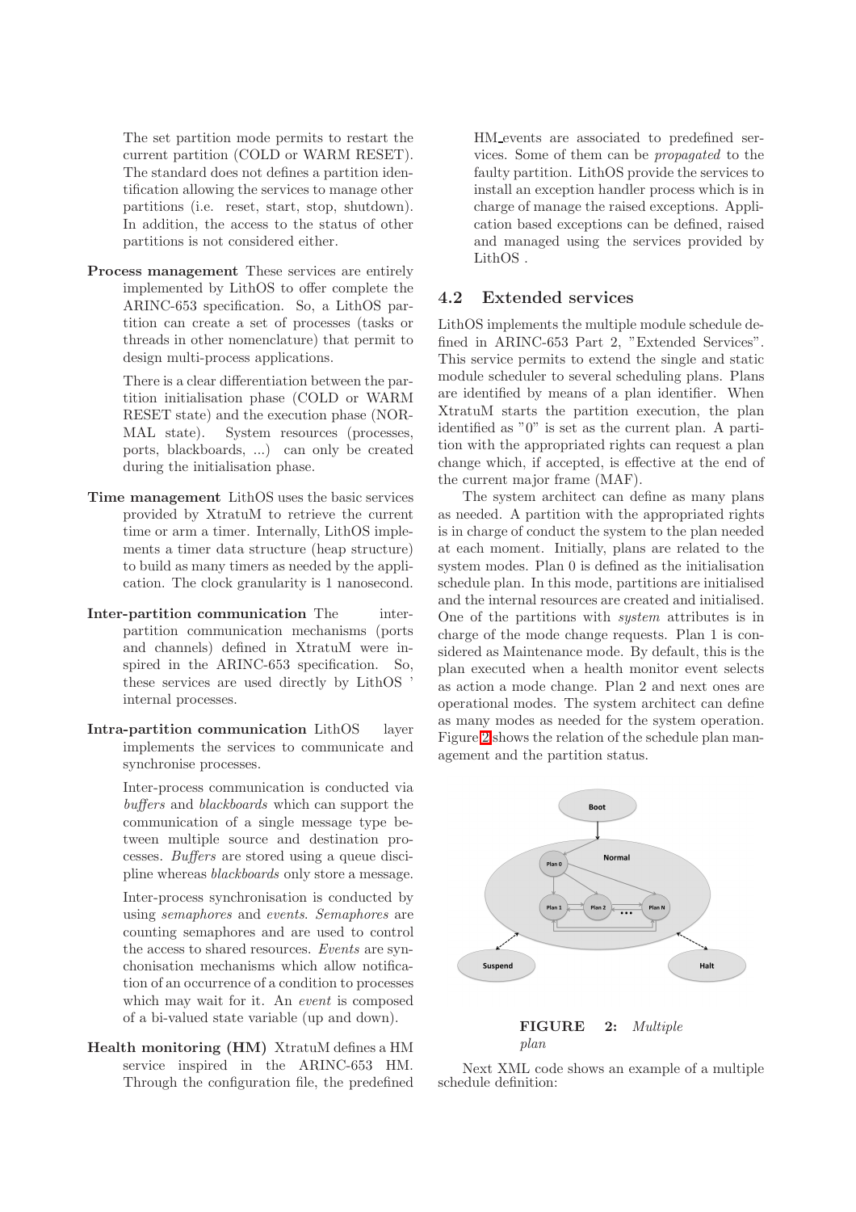The set partition mode permits to restart the current partition (COLD or WARM RESET). The standard does not defines a partition identification allowing the services to manage other partitions (i.e. reset, start, stop, shutdown). In addition, the access to the status of other partitions is not considered either.

**Process management** These services are entirely implemented by LithOS to offer complete the ARINC-653 specification. So, a LithOS partition can create a set of processes (tasks or threads in other nomenclature) that permit to design multi-process applications.

There is a clear differentiation between the partition initialisation phase (COLD or WARM RESET state) and the execution phase (NORMAL state). System resources (processes, ports, blackboards, ...) can only be created during the initialisation phase.

**Time management** LithOS uses the basic services provided by XtratuM to retrieve the current time or arm a timer. Internally, LithOS implements a timer data structure (heap structure) to build as many timers as needed by the application. The clock granularity is 1 nanosecond.

**Inter-partition communication** The inter-partition communication mechanisms (ports and channels) defined in XtratuM were inspired in the ARINC-653 specification. So, these services are used directly by LithOS ' internal processes.

**Intra-partition communication** LithOS layer implements the services to communicate and synchronise processes.

Inter-process communication is conducted via *buffers* and *blackboards* which can support the communication of a single message type between multiple source and destination processes. *Buffers* are stored using a queue discipline whereas *blackboards* only store a message.

Inter-process synchronisation is conducted by using *semaphores* and *events*. *Semaphores* are counting semaphores and are used to control the access to shared resources. *Events* are synchonisation mechanisms which allow notification of an occurrence of a condition to processes which may wait for it. An *event* is composed of a bi-valued state variable (up and down).

**Health monitoring (HM)** XtratuM defines a HM service inspired in the ARINC-653 HM. Through the configuration file, the predefined HM_events are associated to predefined services. Some of them can be *propagated* to the faulty partition. LithOS provide the services to install an exception handler process which is in charge of manage the raised exceptions. Application based exceptions can be defined, raised and managed using the services provided by LithOS .

## 4.2 Extended services

LithOS implements the multiple module schedule defined in ARINC-653 Part 2, "Extended Services". This service permits to extend the single and static module scheduler to several scheduling plans. Plans are identified by means of a plan identifier. When XtratuM starts the partition execution, the plan identified as "0" is set as the current plan. A partition with the appropriated rights can request a plan change which, if accepted, is effective at the end of the current major frame (MAF).

The system architect can define as many plans as needed. A partition with the appropriated rights is in charge of conduct the system to the plan needed at each moment. Initially, plans are related to the system modes. Plan 0 is defined as the initialisation schedule plan. In this mode, partitions are initialised and the internal resources are created and initialised. One of the partitions with *system* attributes is in charge of the mode change requests. Plan 1 is considered as Maintenance mode. By default, this is the plan executed when a health monitor event selects as action a mode change. Plan 2 and next ones are operational modes. The system architect can define as many modes as needed for the system operation. Figure 2 shows the relation of the schedule plan management and the partition status.

**FIGURE 2:** *Multiple plan*

Next XML code shows an example of a multiple schedule definition: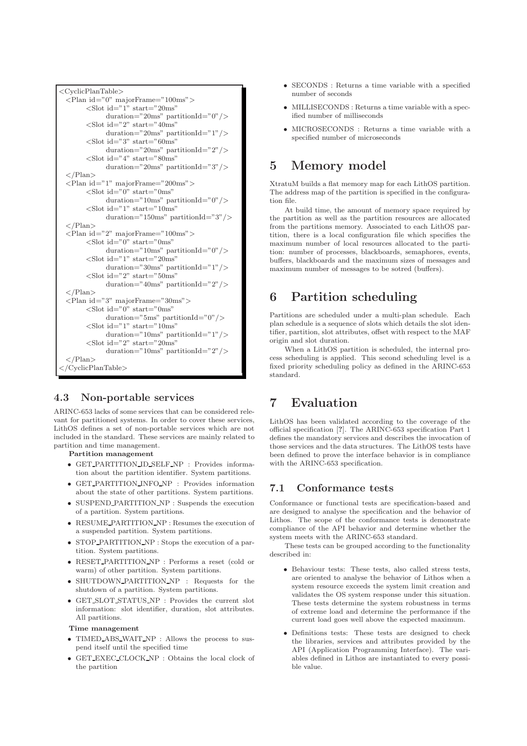```
<CyclicPlanTable>
  <Plan id="0" majorFrame="100ms">
        <Slot id="1" start="20ms"
              duration="20ms" partitionId="0"/>
        <Slot id="2" start="40ms"
              duration="20ms" partitionId="1"/>
        <Slot id="3" start="60ms"
              duration="20ms" partitionId="2"/>
        <Slot id="4" start="80ms"
              duration="20ms" partitionId="3"/>
  </Plan>
  <Plan id="1" majorFrame="200ms">
        <Slot id="0" start="0ms"
              duration="10ms" partitionId="0"/>
        <Slot id="1" start="10ms"
              duration="150ms" partitionId="3"/>
  </Plan>
  <Plan id="2" majorFrame="100ms">
        <Slot id="0" start="0ms"
              duration="10ms" partitionId="0"/>
        <Slot id="1" start="20ms"
              duration="30ms" partitionId="1"/>
        <Slot id="2" start="50ms"
              duration="40ms" partitionId="2"/>
  </Plan>
  <Plan id="3" majorFrame="30ms">
        <Slot id="0" start="0ms"
              duration="5ms" partitionId="0"/>
        <Slot id="1" start="10ms"
              duration="10ms" partitionId="1"/>
        <Slot id="2" start="20ms"
              duration="10ms" partitionId="2"/>
  </Plan>
</CyclicPlanTable>
```

### 4.3 Non-portable services

ARINC-653 lacks of some services that can be considered relevant for partitioned systems. In order to cover these services, LithOS defines a set of non-portable services which are not included in the standard. These services are mainly related to partition and time management.

**Partition management**

- GET_PARTITION_ID_SELF_NP : Provides information about the partition identifier. System partitions.
- GET_PARTITION_INFO_NP : Provides information about the state of other partitions. System partitions.
- SUSPEND_PARTITION_NP : Suspends the execution of a partition. System partitions.
- RESUME_PARTITION_NP : Resumes the execution of a suspended partition. System partitions.
- STOP_PARTITION_NP : Stops the execution of a partition. System partitions.
- RESET_PARTITION_NP : Performs a reset (cold or warm) of other partition. System partitions.
- SHUTDOWN_PARTITION_NP : Requests for the shutdown of a partition. System partitions.
- GET_SLOT_STATUS_NP : Provides the current slot information: slot identifier, duration, slot attributes. All partitions.

**Time management**

- TIMED_ABS_WAIT_NP : Allows the process to suspend itself until the specified time
- GET_EXEC_CLOCK_NP : Obtains the local clock of the partition
- SECONDS : Returns a time variable with a specified number of seconds
- MILLISECONDS : Returns a time variable with a specified number of milliseconds
- MICROSECONDS : Returns a time variable with a specified number of microseconds

## 5 Memory model

XtratuM builds a flat memory map for each LithOS partition. The address map of the partition is specified in the configuration file.

At build time, the amount of memory space required by the partition as well as the partition resources are allocated from the partitions memory. Associated to each LithOS partition, there is a local configuration file which specifies the maximum number of local resources allocated to the partition: number of processes, blackboards, semaphores, events, buffers, blackboards and the maximum sizes of messages and maximum number of messages to be sotred (buffers).

## 6 Partition scheduling

Partitions are scheduled under a multi-plan schedule. Each plan schedule is a sequence of slots which details the slot identifier, partition, slot attributes, offset with respect to the MAF origin and slot duration.

When a LithOS partition is scheduled, the internal process scheduling is applied. This second scheduling level is a fixed priority scheduling policy as defined in the ARINC-653 standard.

## 7 Evaluation

LithOS has been validated according to the coverage of the official specification [?]. The ARINC-653 specification Part 1 defines the mandatory services and describes the invocation of those services and the data structures. The LithOS tests have been defined to prove the interface behavior is in compliance with the ARINC-653 specification.

### 7.1 Conformance tests

Conformance or functional tests are specification-based and are designed to analyse the specification and the behavior of Lithos. The scope of the conformance tests is demonstrate compliance of the API behavior and determine whether the system meets with the ARINC-653 standard.

These tests can be grouped according to the functionality described in:

- Behaviour tests: These tests, also called stress tests, are oriented to analyse the behavior of Lithos when a system resource exceeds the system limit creation and validates the OS system response under this situation. These tests determine the system robustness in terms of extreme load and determine the performance if the current load goes well above the expected maximum.
- Definitions tests: These tests are designed to check the libraries, services and attributes provided by the API (Application Programming Interface). The variables defined in Lithos are instantiated to every possible value.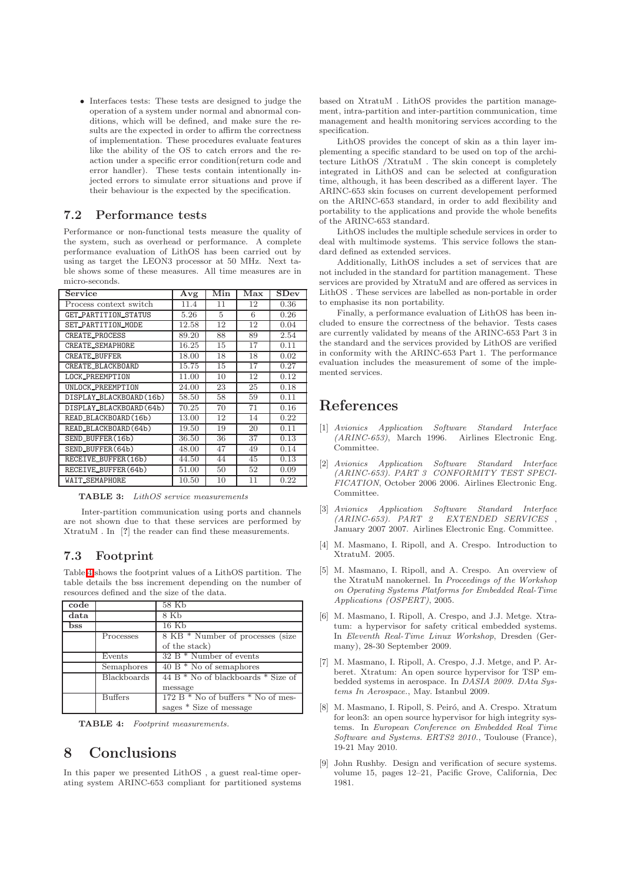- Interfaces tests: These tests are designed to judge the operation of a system under normal and abnormal conditions, which will be defined, and make sure the results are the expected in order to affirm the correctness of implementation. These procedures evaluate features like the ability of the OS to catch errors and the reaction under a specific error condition(return code and error handler). These tests contain intentionally injected errors to simulate error situations and prove if their behaviour is the expected by the specification.

### 7.2 Performance tests

Performance or non-functional tests measure the quality of the system, such as overhead or performance. A complete performance evaluation of LithOS has been carried out by using as target the LEON3 processor at 50 MHz. Next table shows some of these measures. All time measures are in micro-seconds.

| Service | Avg | Min | Max | SDev |
|---|---|---|---|---|
| Process context switch | 11.4 | 11 | 12 | 0.36 |
| GET_PARTITION_STATUS | 5.26 | 5 | 6 | 0.26 |
| SET_PARTITION_MODE | 12.58 | 12 | 12 | 0.04 |
| CREATE_PROCESS | 89.20 | 88 | 89 | 2.54 |
| CREATE_SEMAPHORE | 16.25 | 15 | 17 | 0.11 |
| CREATE_BUFFER | 18.00 | 18 | 18 | 0.02 |
| CREATE_BLACKBOARD | 15.75 | 15 | 17 | 0.27 |
| LOCK_PREEMPTION | 11.00 | 10 | 12 | 0.12 |
| UNLOCK_PREEMPTION | 24.00 | 23 | 25 | 0.18 |
| DISPLAY_BLACKBOARD(16b) | 58.50 | 58 | 59 | 0.11 |
| DISPLAY_BLACKBOARD(64b) | 70.25 | 70 | 71 | 0.16 |
| READ_BLACKBOARD(16b) | 13.00 | 12 | 14 | 0.22 |
| READ_BLACKBOARD(64b) | 19.50 | 19 | 20 | 0.11 |
| SEND_BUFFER(16b) | 36.50 | 36 | 37 | 0.13 |
| SEND_BUFFER(64b) | 48.00 | 47 | 49 | 0.14 |
| RECEIVE_BUFFER(16b) | 44.50 | 44 | 45 | 0.13 |
| RECEIVE_BUFFER(64b) | 51.00 | 50 | 52 | 0.09 |
| WAIT_SEMAPHORE | 10.50 | 10 | 11 | 0.22 |

**TABLE 3:** *LithOS service measurements*

Inter-partition communication using ports and channels are not shown due to that these services are performed by XtratuM . In [?] the reader can find these measurements.

### 7.3 Footprint

Table 4 shows the footprint values of a LithOS partition. The table details the bss increment depending on the number of resources defined and the size of the data.

| | | |
|---|---|---|
| **code** | | 58 Kb |
| **data** | | 8 Kb |
| **bss** | | 16 Kb |
| | Processes | 8 KB * Number of processes (size of the stack) |
| | Events | 32 B * Number of events |
| | Semaphores | 40 B * No of semaphores |
| | Blackboards | 44 B * No of blackboards * Size of message |
| | Buffers | 172 B * No of buffers * No of messages * Size of message |

**TABLE 4:** *Footprint measurements.*

## 8 Conclusions

In this paper we presented LithOS , a guest real-time operating system ARINC-653 compliant for partitioned systems based on XtratuM . LithOS provides the partition management, intra-partition and inter-partition communication, time management and health monitoring services according to the specification.

LithOS provides the concept of skin as a thin layer implementing a specific standard to be used on top of the architecture LithOS /XtratuM . The skin concept is completely integrated in LithOS and can be selected at configuration time, although, it has been described as a different layer. The ARINC-653 skin focuses on current developement performed on the ARINC-653 standard, in order to add flexibility and portability to the applications and provide the whole benefits of the ARINC-653 standard.

LithOS includes the multiple schedule services in order to deal with multimode systems. This service follows the standard defined as extended services.

Additionally, LithOS includes a set of services that are not included in the standard for partition management. These services are provided by XtratuM and are offered as services in LithOS . These services are labelled as non-portable in order to emphasise its non portability.

Finally, a performance evaluation of LithOS has been included to ensure the correctness of the behavior. Tests cases are currently validated by means of the ARINC-653 Part 3 in the standard and the services provided by LithOS are verified in conformity with the ARINC-653 Part 1. The performance evaluation includes the measurement of some of the implemented services.

# References

[1] *Avionics Application Software Standard Interface (ARINC-653)*, March 1996. Airlines Electronic Eng. Committee.

[2] *Avionics Application Software Standard Interface (ARINC-653). PART 3 CONFORMITY TEST SPECIFICATION*, October 2006 2006. Airlines Electronic Eng. Committee.

[3] *Avionics Application Software Standard Interface (ARINC-653). PART 2 EXTENDED SERVICES* , January 2007 2007. Airlines Electronic Eng. Committee.

[4] M. Masmano, I. Ripoll, and A. Crespo. Introduction to XtratuM. 2005.

[5] M. Masmano, I. Ripoll, and A. Crespo. An overview of the XtratuM nanokernel. In *Proceedings of the Workshop on Operating Systems Platforms for Embedded Real-Time Applications (OSPERT)*, 2005.

[6] M. Masmano, I. Ripoll, A. Crespo, and J.J. Metge. Xtratum: a hypervisor for safety critical embedded systems. In *Eleventh Real-Time Linux Workshop*, Dresden (Germany), 28-30 September 2009.

[7] M. Masmano, I. Ripoll, A. Crespo, J.J. Metge, and P. Arberet. Xtratum: An open source hypervisor for TSP embedded systems in aerospace. In *DASIA 2009. DAta Systems In Aerospace.*, May. Istanbul 2009.

[8] M. Masmano, I. Ripoll, S. Peiró, and A. Crespo. Xtratum for leon3: an open source hypervisor for high integrity systems. In *European Conference on Embedded Real Time Software and Systems. ERTS2 2010.*, Toulouse (France), 19-21 May 2010.

[9] John Rushby. Design and verification of secure systems. volume 15, pages 12–21, Pacific Grove, California, Dec 1981.